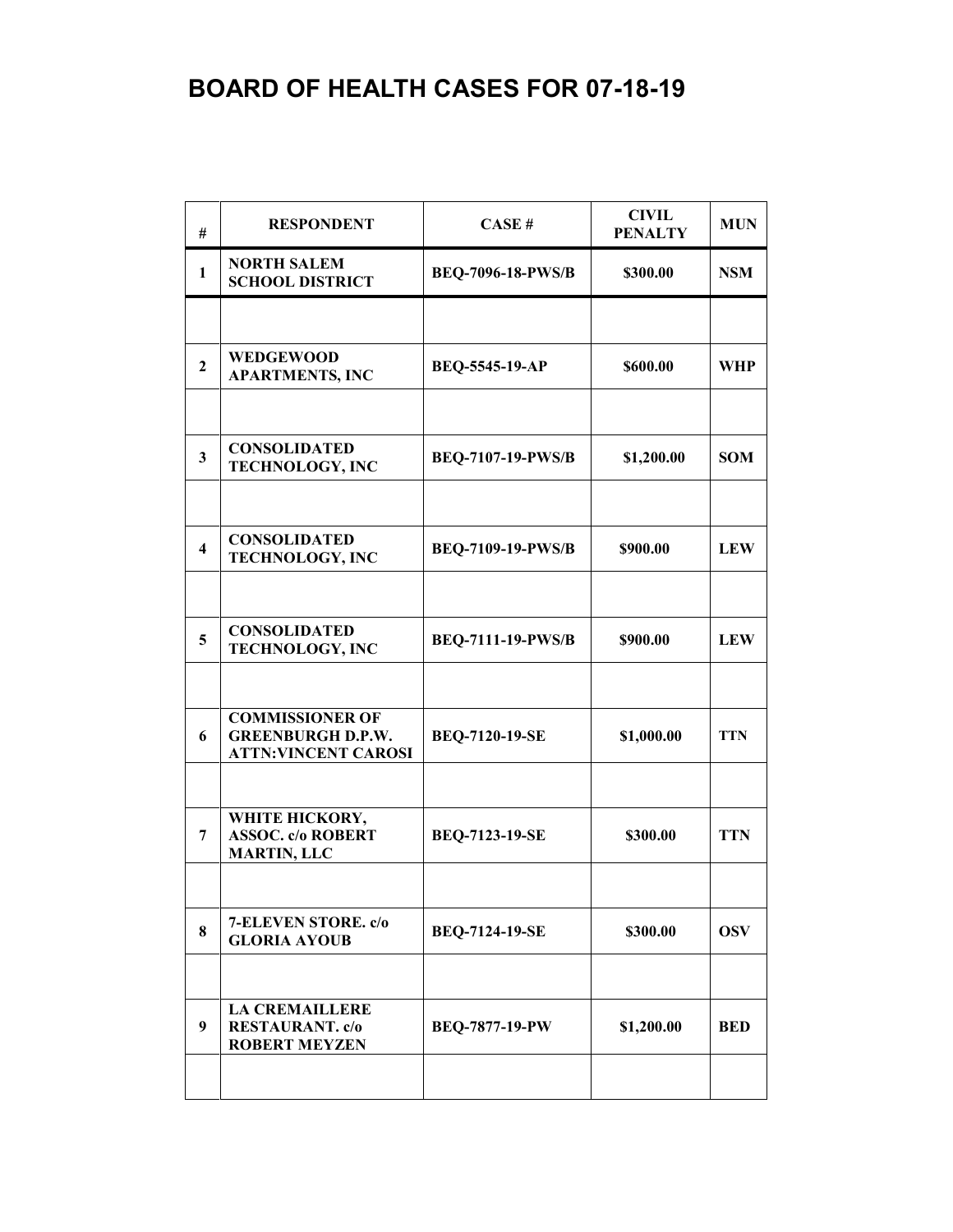# BOARD OF HEALTH CASES FOR 07-18-19

| # | RESPONDENT | CASE # | CIVIL PENALTY | MUN |
|---|---|---|---|---|
| 1 | NORTH SALEM SCHOOL DISTRICT | BEQ-7096-18-PWS/B | $300.00 | NSM |
| | | | | |
| 2 | WEDGEWOOD APARTMENTS, INC | BEQ-5545-19-AP | $600.00 | WHP |
| | | | | |
| 3 | CONSOLIDATED TECHNOLOGY, INC | BEQ-7107-19-PWS/B | $1,200.00 | SOM |
| | | | | |
| 4 | CONSOLIDATED TECHNOLOGY, INC | BEQ-7109-19-PWS/B | $900.00 | LEW |
| | | | | |
| 5 | CONSOLIDATED TECHNOLOGY, INC | BEQ-7111-19-PWS/B | $900.00 | LEW |
| | | | | |
| 6 | COMMISSIONER OF GREENBURGH D.P.W. ATTN:VINCENT CAROSI | BEQ-7120-19-SE | $1,000.00 | TTN |
| | | | | |
| 7 | WHITE HICKORY, ASSOC. c/o ROBERT MARTIN, LLC | BEQ-7123-19-SE | $300.00 | TTN |
| | | | | |
| 8 | 7-ELEVEN STORE. c/o GLORIA AYOUB | BEQ-7124-19-SE | $300.00 | OSV |
| | | | | |
| 9 | LA CREMAILLERE RESTAURANT. c/o ROBERT MEYZEN | BEQ-7877-19-PW | $1,200.00 | BED |
| | | | | |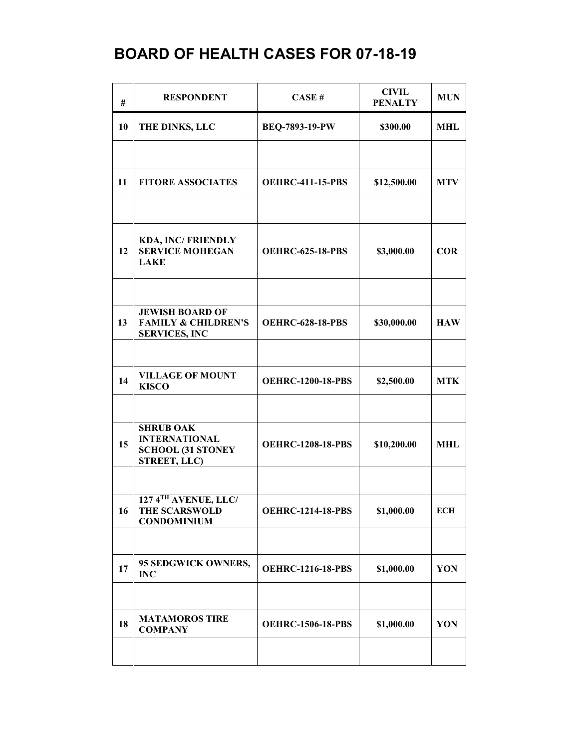# BOARD OF HEALTH CASES FOR 07-18-19

| # | RESPONDENT | CASE # | CIVIL PENALTY | MUN |
|---|---|---|---|---|
| 10 | THE DINKS, LLC | BEQ-7893-19-PW | \$300.00 | MHL |
| | | | | |
| 11 | FITORE ASSOCIATES | OEHRC-411-15-PBS | \$12,500.00 | MTV |
| | | | | |
| 12 | KDA, INC/ FRIENDLY SERVICE MOHEGAN LAKE | OEHRC-625-18-PBS | \$3,000.00 | COR |
| | | | | |
| 13 | JEWISH BOARD OF FAMILY & CHILDREN'S SERVICES, INC | OEHRC-628-18-PBS | \$30,000.00 | HAW |
| | | | | |
| 14 | VILLAGE OF MOUNT KISCO | OEHRC-1200-18-PBS | \$2,500.00 | MTK |
| | | | | |
| 15 | SHRUB OAK INTERNATIONAL SCHOOL (31 STONEY STREET, LLC) | OEHRC-1208-18-PBS | \$10,200.00 | MHL |
| | | | | |
| 16 | 127 4TH AVENUE, LLC/ THE SCARSWOLD CONDOMINIUM | OEHRC-1214-18-PBS | \$1,000.00 | ECH |
| | | | | |
| 17 | 95 SEDGWICK OWNERS, INC | OEHRC-1216-18-PBS | \$1,000.00 | YON |
| | | | | |
| 18 | MATAMOROS TIRE COMPANY | OEHRC-1506-18-PBS | \$1,000.00 | YON |
| | | | | |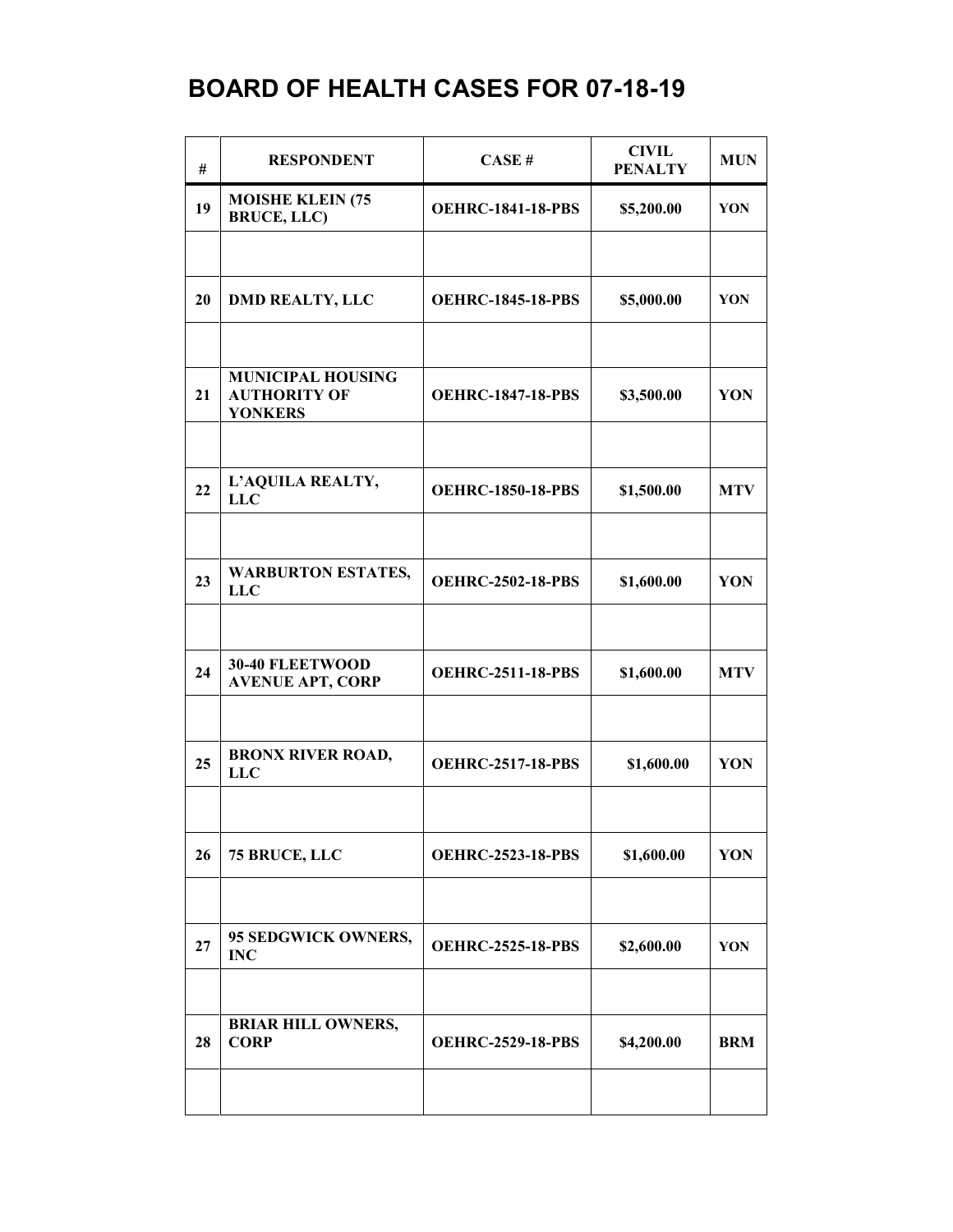# BOARD OF HEALTH CASES FOR 07-18-19

| # | RESPONDENT | CASE # | CIVIL PENALTY | MUN |
|---|---|---|---|---|
| 19 | MOISHE KLEIN (75 BRUCE, LLC) | OEHRC-1841-18-PBS | $5,200.00 | YON |
| | | | | |
| 20 | DMD REALTY, LLC | OEHRC-1845-18-PBS | $5,000.00 | YON |
| | | | | |
| 21 | MUNICIPAL HOUSING AUTHORITY OF YONKERS | OEHRC-1847-18-PBS | $3,500.00 | YON |
| | | | | |
| 22 | L'AQUILA REALTY, LLC | OEHRC-1850-18-PBS | $1,500.00 | MTV |
| | | | | |
| 23 | WARBURTON ESTATES, LLC | OEHRC-2502-18-PBS | $1,600.00 | YON |
| | | | | |
| 24 | 30-40 FLEETWOOD AVENUE APT, CORP | OEHRC-2511-18-PBS | $1,600.00 | MTV |
| | | | | |
| 25 | BRONX RIVER ROAD, LLC | OEHRC-2517-18-PBS | $1,600.00 | YON |
| | | | | |
| 26 | 75 BRUCE, LLC | OEHRC-2523-18-PBS | $1,600.00 | YON |
| | | | | |
| 27 | 95 SEDGWICK OWNERS, INC | OEHRC-2525-18-PBS | $2,600.00 | YON |
| | | | | |
| 28 | BRIAR HILL OWNERS, CORP | OEHRC-2529-18-PBS | $4,200.00 | BRM |
| | | | | |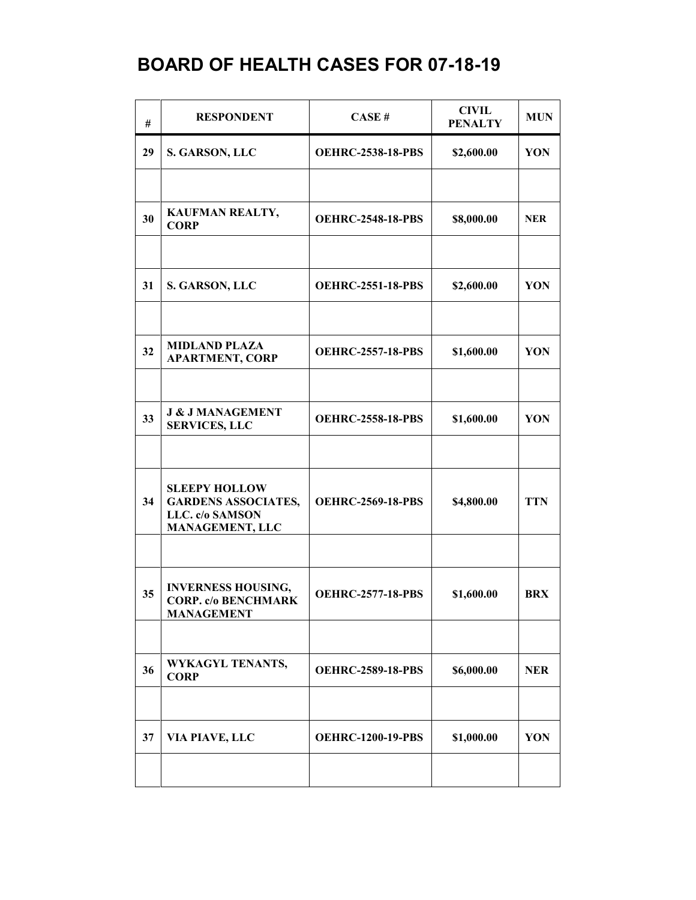# BOARD OF HEALTH CASES FOR 07-18-19

| # | RESPONDENT | CASE # | CIVIL PENALTY | MUN |
|---|---|---|---|---|
| 29 | S. GARSON, LLC | OEHRC-2538-18-PBS | $2,600.00 | YON |
| | | | | |
| 30 | KAUFMAN REALTY, CORP | OEHRC-2548-18-PBS | $8,000.00 | NER |
| | | | | |
| 31 | S. GARSON, LLC | OEHRC-2551-18-PBS | $2,600.00 | YON |
| | | | | |
| 32 | MIDLAND PLAZA APARTMENT, CORP | OEHRC-2557-18-PBS | $1,600.00 | YON |
| | | | | |
| 33 | J & J MANAGEMENT SERVICES, LLC | OEHRC-2558-18-PBS | $1,600.00 | YON |
| | | | | |
| 34 | SLEEPY HOLLOW GARDENS ASSOCIATES, LLC. c/o SAMSON MANAGEMENT, LLC | OEHRC-2569-18-PBS | $4,800.00 | TTN |
| | | | | |
| 35 | INVERNESS HOUSING, CORP. c/o BENCHMARK MANAGEMENT | OEHRC-2577-18-PBS | $1,600.00 | BRX |
| | | | | |
| 36 | WYKAGYL TENANTS, CORP | OEHRC-2589-18-PBS | $6,000.00 | NER |
| | | | | |
| 37 | VIA PIAVE, LLC | OEHRC-1200-19-PBS | $1,000.00 | YON |
| | | | | |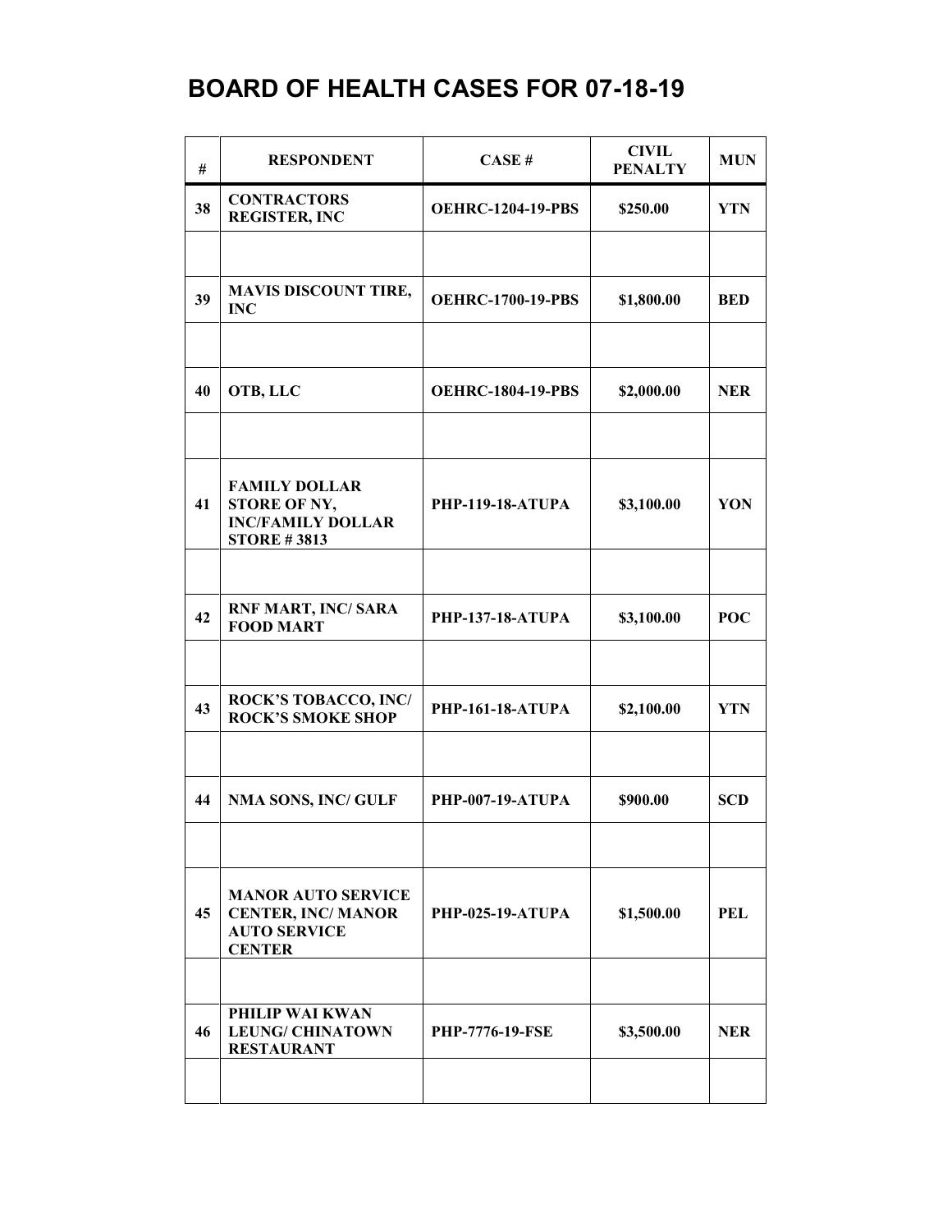# BOARD OF HEALTH CASES FOR 07-18-19

| # | RESPONDENT | CASE # | CIVIL PENALTY | MUN |
|---|---|---|---|---|
| 38 | CONTRACTORS REGISTER, INC | OEHRC-1204-19-PBS | $250.00 | YTN |
| | | | | |
| 39 | MAVIS DISCOUNT TIRE, INC | OEHRC-1700-19-PBS | $1,800.00 | BED |
| | | | | |
| 40 | OTB, LLC | OEHRC-1804-19-PBS | $2,000.00 | NER |
| | | | | |
| 41 | FAMILY DOLLAR STORE OF NY, INC/FAMILY DOLLAR STORE # 3813 | PHP-119-18-ATUPA | $3,100.00 | YON |
| | | | | |
| 42 | RNF MART, INC/ SARA FOOD MART | PHP-137-18-ATUPA | $3,100.00 | POC |
| | | | | |
| 43 | ROCK'S TOBACCO, INC/ ROCK'S SMOKE SHOP | PHP-161-18-ATUPA | $2,100.00 | YTN |
| | | | | |
| 44 | NMA SONS, INC/ GULF | PHP-007-19-ATUPA | $900.00 | SCD |
| | | | | |
| 45 | MANOR AUTO SERVICE CENTER, INC/ MANOR AUTO SERVICE CENTER | PHP-025-19-ATUPA | $1,500.00 | PEL |
| | | | | |
| 46 | PHILIP WAI KWAN LEUNG/ CHINATOWN RESTAURANT | PHP-7776-19-FSE | $3,500.00 | NER |
| | | | | |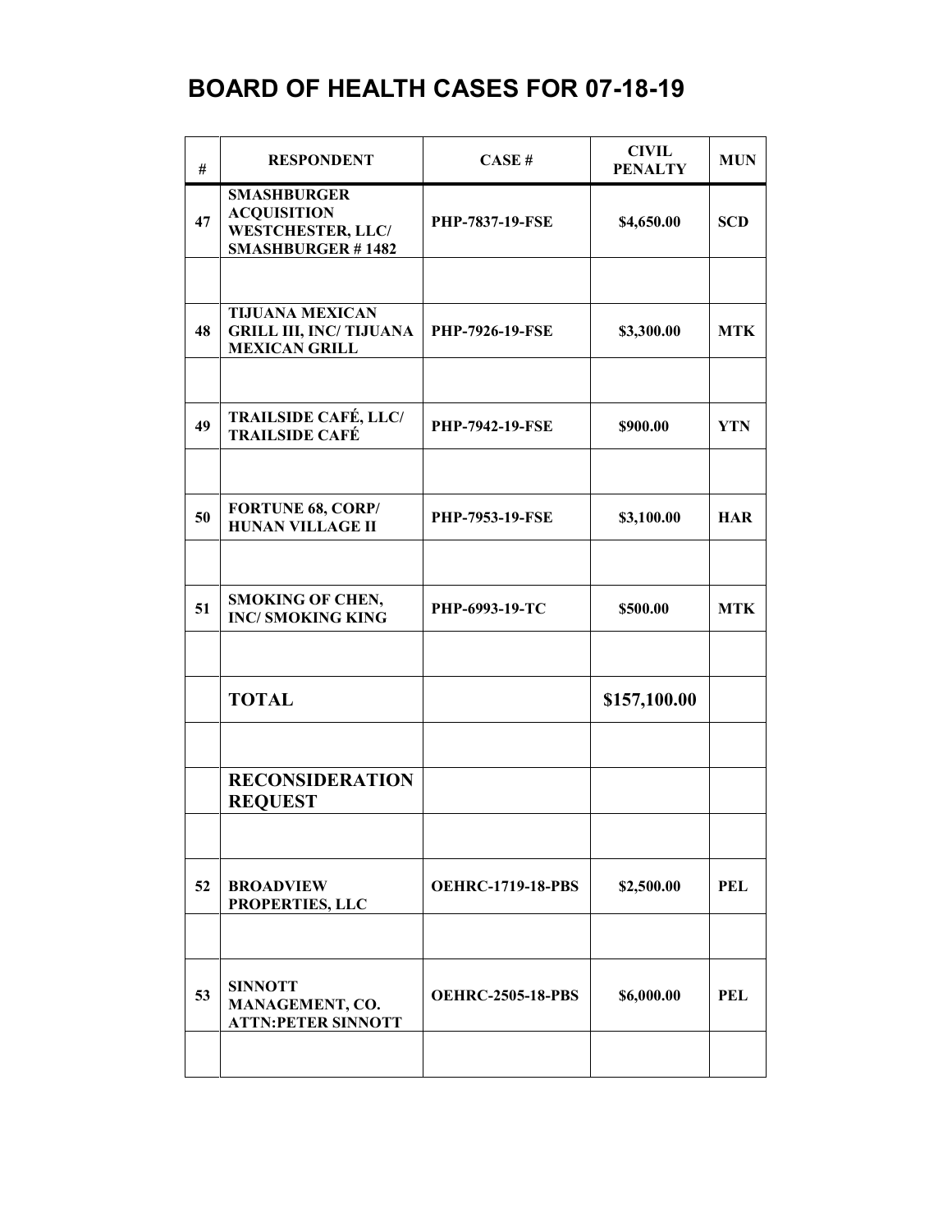# BOARD OF HEALTH CASES FOR 07-18-19

| # | RESPONDENT | CASE # | CIVIL PENALTY | MUN |
|---|---|---|---|---|
| 47 | **SMASHBURGER ACQUISITION WESTCHESTER, LLC/ SMASHBURGER # 1482** | **PHP-7837-19-FSE** | **$4,650.00** | **SCD** |
| | | | | |
| 48 | **TIJUANA MEXICAN GRILL III, INC/ TIJUANA MEXICAN GRILL** | **PHP-7926-19-FSE** | **$3,300.00** | **MTK** |
| | | | | |
| 49 | **TRAILSIDE CAFÉ, LLC/ TRAILSIDE CAFÉ** | **PHP-7942-19-FSE** | **$900.00** | **YTN** |
| | | | | |
| 50 | **FORTUNE 68, CORP/ HUNAN VILLAGE II** | **PHP-7953-19-FSE** | **$3,100.00** | **HAR** |
| | | | | |
| 51 | **SMOKING OF CHEN, INC/ SMOKING KING** | **PHP-6993-19-TC** | **$500.00** | **MTK** |
| | | | | |
| | **TOTAL** | | **$157,100.00** | |
| | | | | |
| | **RECONSIDERATION REQUEST** | | | |
| | | | | |
| 52 | **BROADVIEW PROPERTIES, LLC** | **OEHRC-1719-18-PBS** | **$2,500.00** | **PEL** |
| | | | | |
| 53 | **SINNOTT MANAGEMENT, CO. ATTN:PETER SINNOTT** | **OEHRC-2505-18-PBS** | **$6,000.00** | **PEL** |
| | | | | |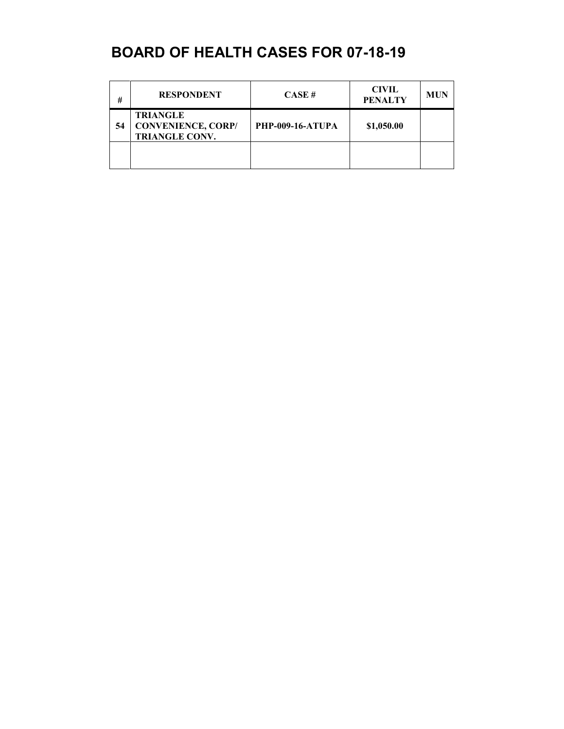# BOARD OF HEALTH CASES FOR 07-18-19

| # | RESPONDENT | CASE # | CIVIL PENALTY | MUN |
|---|---|---|---|---|
| 54 | TRIANGLE CONVENIENCE, CORP/ TRIANGLE CONV. | PHP-009-16-ATUPA | $1,050.00 | |
| | | | | |